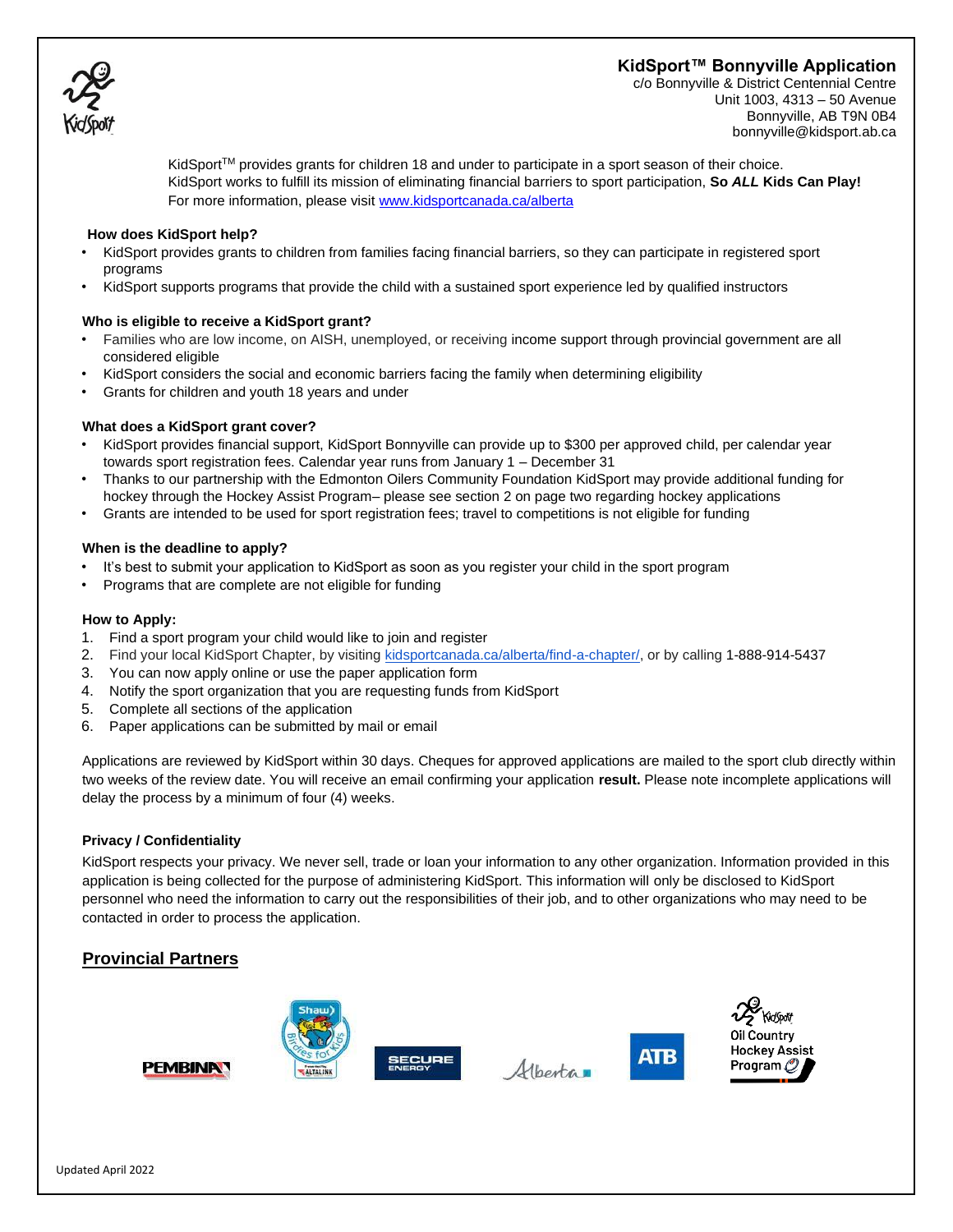# KidSport™ Bonnyville Application

c/o Bonnyville & District Centennial Centre
Unit 1003, 4313 – 50 Avenue
Bonnyville, AB T9N 0B4
bonnyville@kidsport.ab.ca

KidSport™ provides grants for children 18 and under to participate in a sport season of their choice. KidSport works to fulfill its mission of eliminating financial barriers to sport participation, **So *ALL* Kids Can Play!** For more information, please visit www.kidsportcanada.ca/alberta

### How does KidSport help?

- KidSport provides grants to children from families facing financial barriers, so they can participate in registered sport programs
- KidSport supports programs that provide the child with a sustained sport experience led by qualified instructors

### Who is eligible to receive a KidSport grant?

- Families who are low income, on AISH, unemployed, or receiving income support through provincial government are all considered eligible
- KidSport considers the social and economic barriers facing the family when determining eligibility
- Grants for children and youth 18 years and under

### What does a KidSport grant cover?

- KidSport provides financial support, KidSport Bonnyville can provide up to $300 per approved child, per calendar year towards sport registration fees. Calendar year runs from January 1 – December 31
- Thanks to our partnership with the Edmonton Oilers Community Foundation KidSport may provide additional funding for hockey through the Hockey Assist Program– please see section 2 on page two regarding hockey applications
- Grants are intended to be used for sport registration fees; travel to competitions is not eligible for funding

### When is the deadline to apply?

- It's best to submit your application to KidSport as soon as you register your child in the sport program
- Programs that are complete are not eligible for funding

### How to Apply:

1. Find a sport program your child would like to join and register
2. Find your local KidSport Chapter, by visiting kidsportcanada.ca/alberta/find-a-chapter/, or by calling 1-888-914-5437
3. You can now apply online or use the paper application form
4. Notify the sport organization that you are requesting funds from KidSport
5. Complete all sections of the application
6. Paper applications can be submitted by mail or email

Applications are reviewed by KidSport within 30 days. Cheques for approved applications are mailed to the sport club directly within two weeks of the review date. You will receive an email confirming your application **result.** Please note incomplete applications will delay the process by a minimum of four (4) weeks.

### Privacy / Confidentiality

KidSport respects your privacy. We never sell, trade or loan your information to any other organization. Information provided in this application is being collected for the purpose of administering KidSport. This information will only be disclosed to KidSport personnel who need the information to carry out the responsibilities of their job, and to other organizations who may need to be contacted in order to process the application.

## Provincial Partners

Pembina · Shaw Birdies for Kids presented by AltaLink · Secure Energy · Alberta · ATB · KidSport Oil Country Hockey Assist Program

Updated April 2022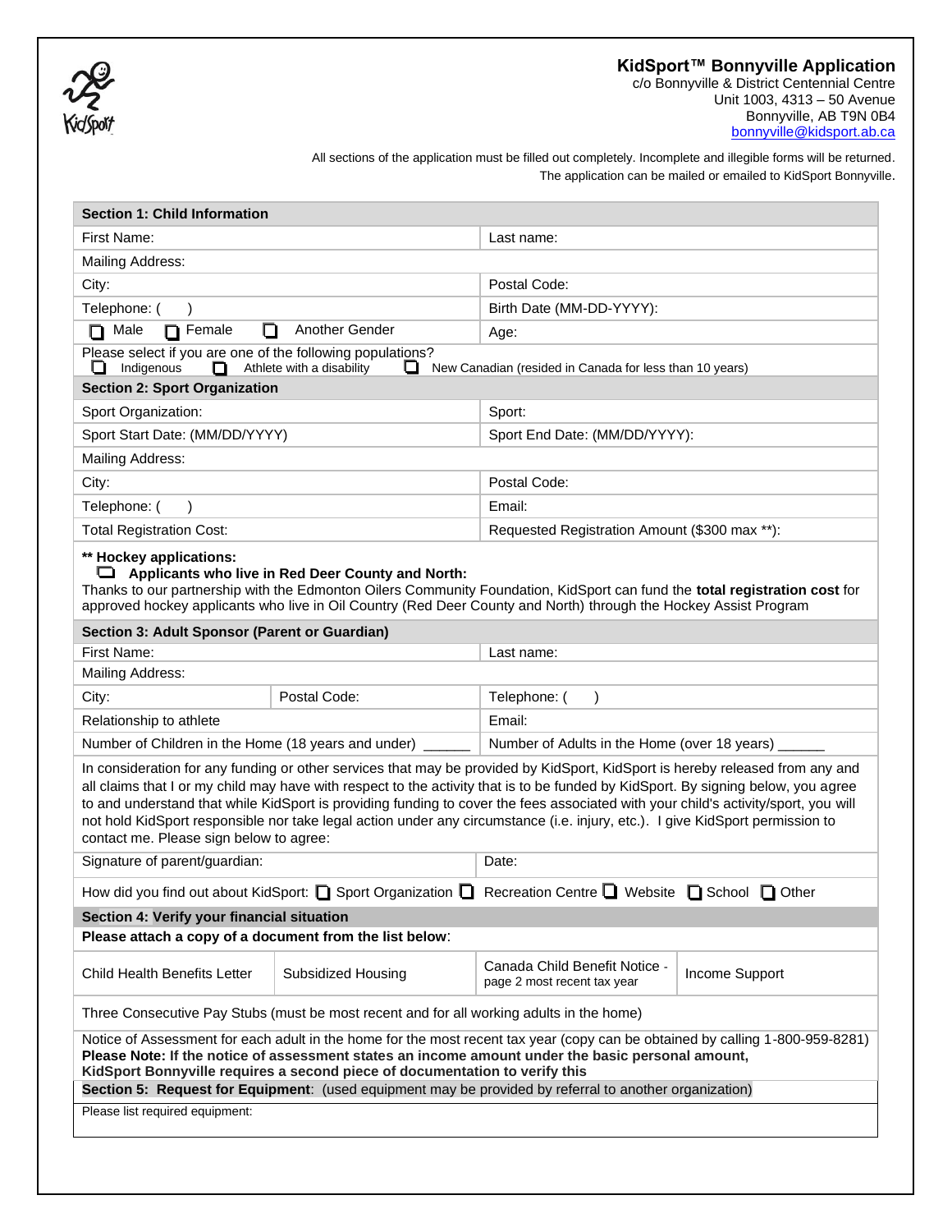# KidSport™ Bonnyville Application

c/o Bonnyville & District Centennial Centre
Unit 1003, 4313 – 50 Avenue
Bonnyville, AB T9N 0B4
bonnyville@kidsport.ab.ca

All sections of the application must be filled out completely. Incomplete and illegible forms will be returned.
The application can be mailed or emailed to KidSport Bonnyville.

| **Section 1: Child Information** | |
|---|---|
| First Name: | Last name: |
| Mailing Address: | |
| City: | Postal Code: |
| Telephone: ( ) | Birth Date (MM-DD-YYYY): |
| ☐ Male ☐ Female ☐ Another Gender | Age: |
| Please select if you are one of the following populations? ☐ Indigenous ☐ Athlete with a disability ☐ New Canadian (resided in Canada for less than 10 years) | |

| **Section 2: Sport Organization** | |
|---|---|
| Sport Organization: | Sport: |
| Sport Start Date: (MM/DD/YYYY) | Sport End Date: (MM/DD/YYYY): |
| Mailing Address: | |
| City: | Postal Code: |
| Telephone: ( ) | Email: |
| Total Registration Cost: | Requested Registration Amount ($300 max **): |

**** Hockey applications:**

☐ **Applicants who live in Red Deer County and North:**

Thanks to our partnership with the Edmonton Oilers Community Foundation, KidSport can fund the **total registration cost** for approved hockey applicants who live in Oil Country (Red Deer County and North) through the Hockey Assist Program

| **Section 3: Adult Sponsor (Parent or Guardian)** | | |
|---|---|---|
| First Name: | | Last name: |
| Mailing Address: | | |
| City: | Postal Code: | Telephone: ( ) |
| Relationship to athlete | | Email: |
| Number of Children in the Home (18 years and under) ______ | | Number of Adults in the Home (over 18 years) ______ |

In consideration for any funding or other services that may be provided by KidSport, KidSport is hereby released from any and all claims that I or my child may have with respect to the activity that is to be funded by KidSport. By signing below, you agree to and understand that while KidSport is providing funding to cover the fees associated with your child's activity/sport, you will not hold KidSport responsible nor take legal action under any circumstance (i.e. injury, etc.). I give KidSport permission to contact me. Please sign below to agree:

| Signature of parent/guardian: | Date: |
|---|---|

How did you find out about KidSport: ☐ Sport Organization ☐ Recreation Centre ☐ Website ☐ School ☐ Other

**Section 4: Verify your financial situation**

**Please attach a copy of a document from the list below**:

| | | | |
|---|---|---|---|
| Child Health Benefits Letter | Subsidized Housing | Canada Child Benefit Notice - page 2 most recent tax year | Income Support |

Three Consecutive Pay Stubs (must be most recent and for all working adults in the home)

Notice of Assessment for each adult in the home for the most recent tax year (copy can be obtained by calling 1-800-959-8281)
**Please Note: If the notice of assessment states an income amount under the basic personal amount, KidSport Bonnyville requires a second piece of documentation to verify this**

**Section 5: Request for Equipment**: (used equipment may be provided by referral to another organization)

Please list required equipment: